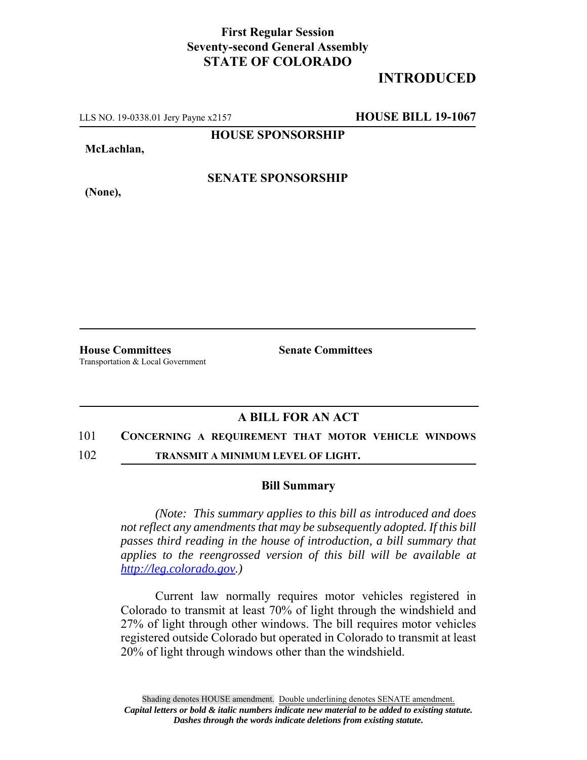**First Regular Session**
**Seventy-second General Assembly**
**STATE OF COLORADO**

**INTRODUCED**

LLS NO. 19-0338.01 Jery Payne x2157 **HOUSE BILL 19-1067**

**HOUSE SPONSORSHIP**

**McLachlan,**

**SENATE SPONSORSHIP**

**(None),**

**House Committees**
Transportation & Local Government

**Senate Committees**

## A BILL FOR AN ACT

101 **CONCERNING A REQUIREMENT THAT MOTOR VEHICLE WINDOWS**
102 **TRANSMIT A MINIMUM LEVEL OF LIGHT.**

### Bill Summary

*(Note: This summary applies to this bill as introduced and does not reflect any amendments that may be subsequently adopted. If this bill passes third reading in the house of introduction, a bill summary that applies to the reengrossed version of this bill will be available at http://leg.colorado.gov.)*

Current law normally requires motor vehicles registered in Colorado to transmit at least 70% of light through the windshield and 27% of light through other windows. The bill requires motor vehicles registered outside Colorado but operated in Colorado to transmit at least 20% of light through windows other than the windshield.

Shading denotes HOUSE amendment. Double underlining denotes SENATE amendment.
***Capital letters or bold & italic numbers indicate new material to be added to existing statute.***
***Dashes through the words indicate deletions from existing statute.***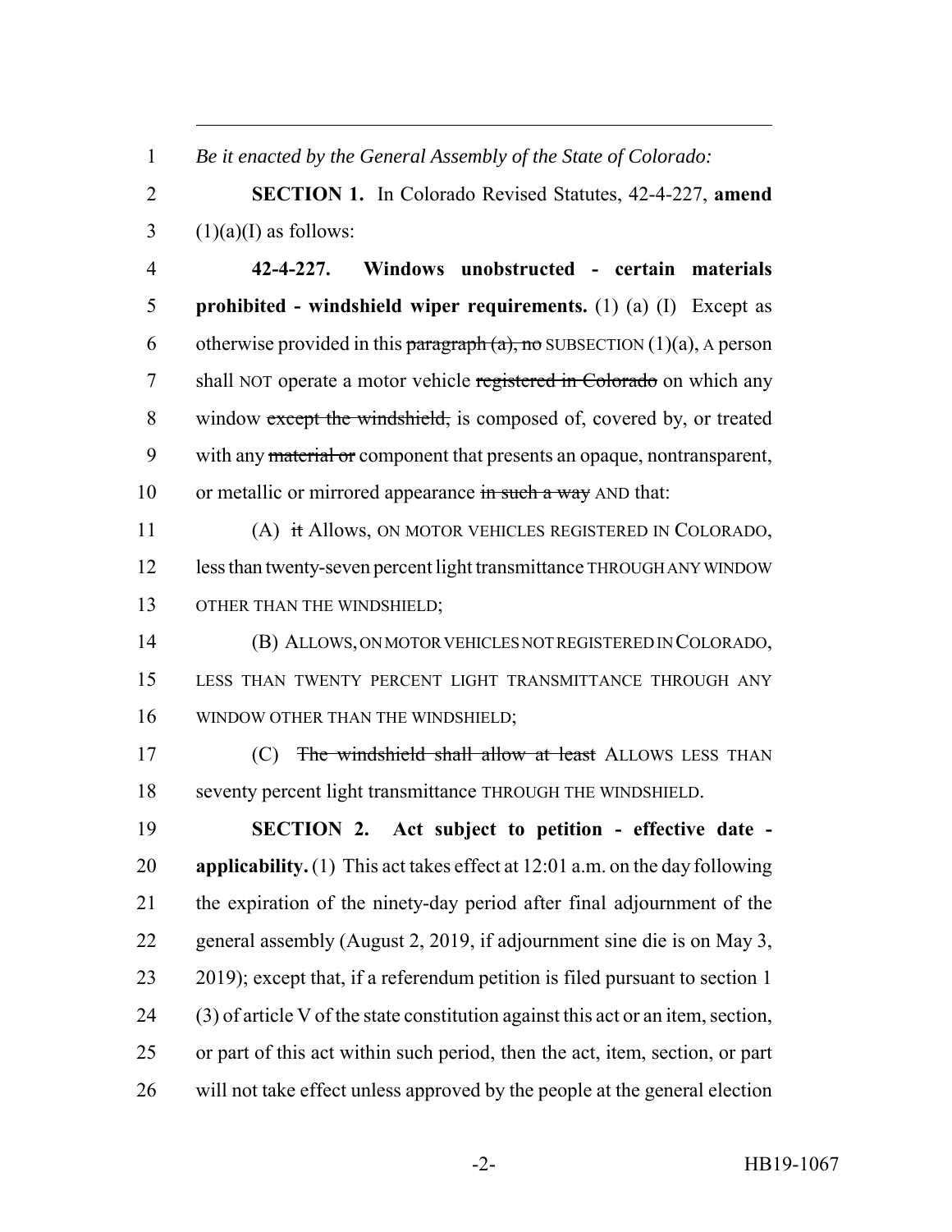*Be it enacted by the General Assembly of the State of Colorado:*

**SECTION 1.** In Colorado Revised Statutes, 42-4-227, **amend** (1)(a)(I) as follows:

**42-4-227. Windows unobstructed - certain materials prohibited - windshield wiper requirements.** (1) (a) (I) Except as otherwise provided in this ~~paragraph (a), no~~ SUBSECTION (1)(a), A person shall NOT operate a motor vehicle ~~registered in Colorado~~ on which any window ~~except the windshield,~~ is composed of, covered by, or treated with any ~~material or~~ component that presents an opaque, nontransparent, or metallic or mirrored appearance ~~in such a way~~ AND that:

(A) ~~it~~ Allows, ON MOTOR VEHICLES REGISTERED IN COLORADO, less than twenty-seven percent light transmittance THROUGH ANY WINDOW OTHER THAN THE WINDSHIELD;

(B) ALLOWS, ON MOTOR VEHICLES NOT REGISTERED IN COLORADO, LESS THAN TWENTY PERCENT LIGHT TRANSMITTANCE THROUGH ANY WINDOW OTHER THAN THE WINDSHIELD;

(C) ~~The windshield shall allow at least~~ ALLOWS LESS THAN seventy percent light transmittance THROUGH THE WINDSHIELD.

**SECTION 2. Act subject to petition - effective date - applicability.** (1) This act takes effect at 12:01 a.m. on the day following the expiration of the ninety-day period after final adjournment of the general assembly (August 2, 2019, if adjournment sine die is on May 3, 2019); except that, if a referendum petition is filed pursuant to section 1 (3) of article V of the state constitution against this act or an item, section, or part of this act within such period, then the act, item, section, or part will not take effect unless approved by the people at the general election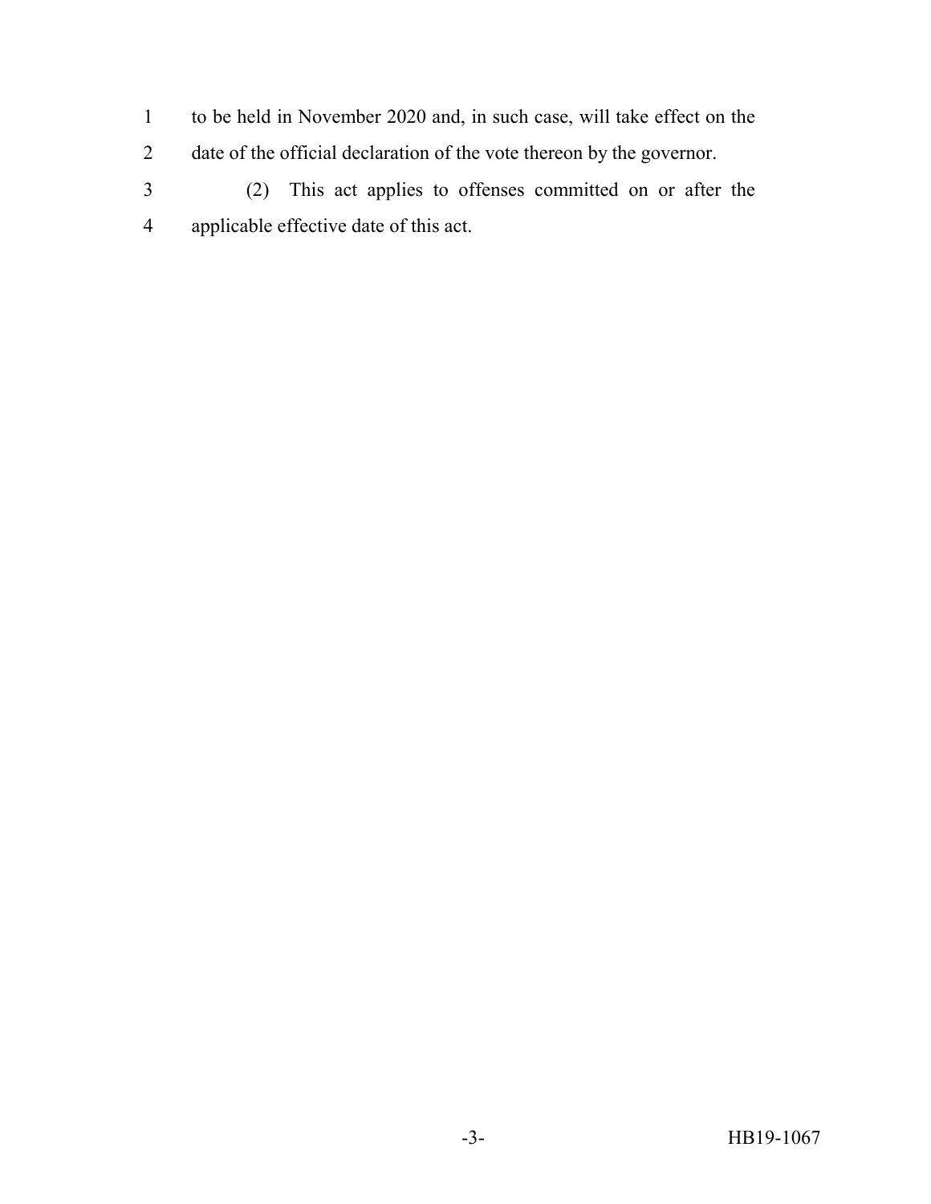to be held in November 2020 and, in such case, will take effect on the date of the official declaration of the vote thereon by the governor.

(2) This act applies to offenses committed on or after the applicable effective date of this act.